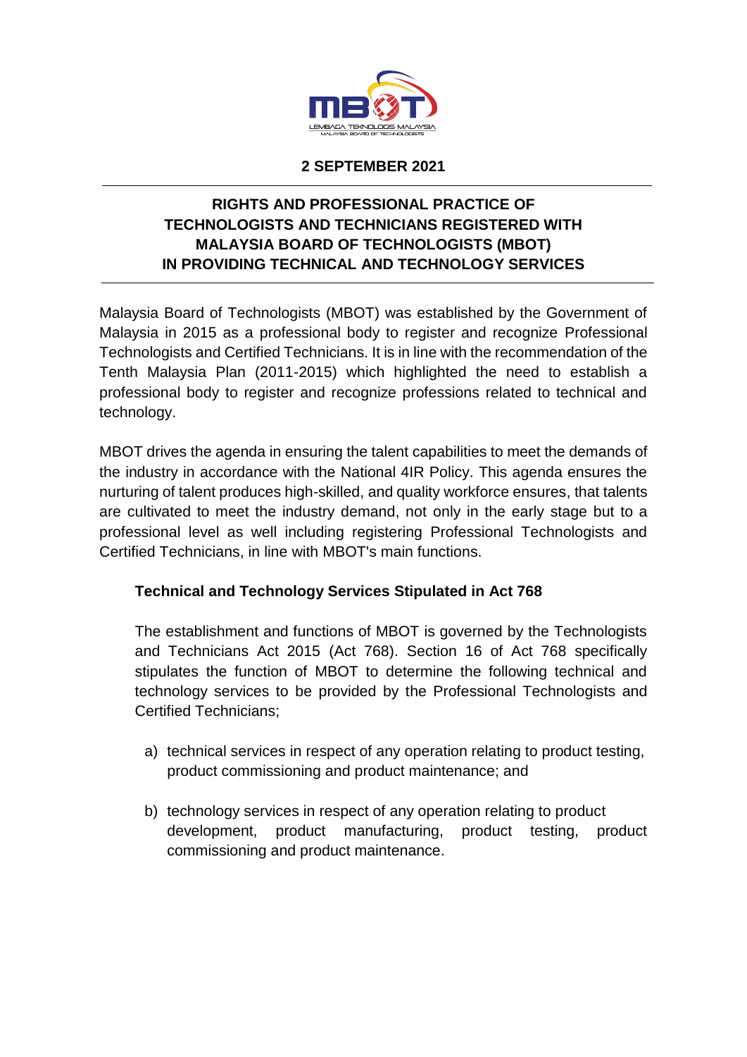**2 SEPTEMBER 2021**

# RIGHTS AND PROFESSIONAL PRACTICE OF TECHNOLOGISTS AND TECHNICIANS REGISTERED WITH MALAYSIA BOARD OF TECHNOLOGISTS (MBOT) IN PROVIDING TECHNICAL AND TECHNOLOGY SERVICES

Malaysia Board of Technologists (MBOT) was established by the Government of Malaysia in 2015 as a professional body to register and recognize Professional Technologists and Certified Technicians. It is in line with the recommendation of the Tenth Malaysia Plan (2011-2015) which highlighted the need to establish a professional body to register and recognize professions related to technical and technology.

MBOT drives the agenda in ensuring the talent capabilities to meet the demands of the industry in accordance with the National 4IR Policy. This agenda ensures the nurturing of talent produces high-skilled, and quality workforce ensures, that talents are cultivated to meet the industry demand, not only in the early stage but to a professional level as well including registering Professional Technologists and Certified Technicians, in line with MBOT's main functions.

## Technical and Technology Services Stipulated in Act 768

The establishment and functions of MBOT is governed by the Technologists and Technicians Act 2015 (Act 768). Section 16 of Act 768 specifically stipulates the function of MBOT to determine the following technical and technology services to be provided by the Professional Technologists and Certified Technicians;

a) technical services in respect of any operation relating to product testing, product commissioning and product maintenance; and

b) technology services in respect of any operation relating to product development, product manufacturing, product testing, product commissioning and product maintenance.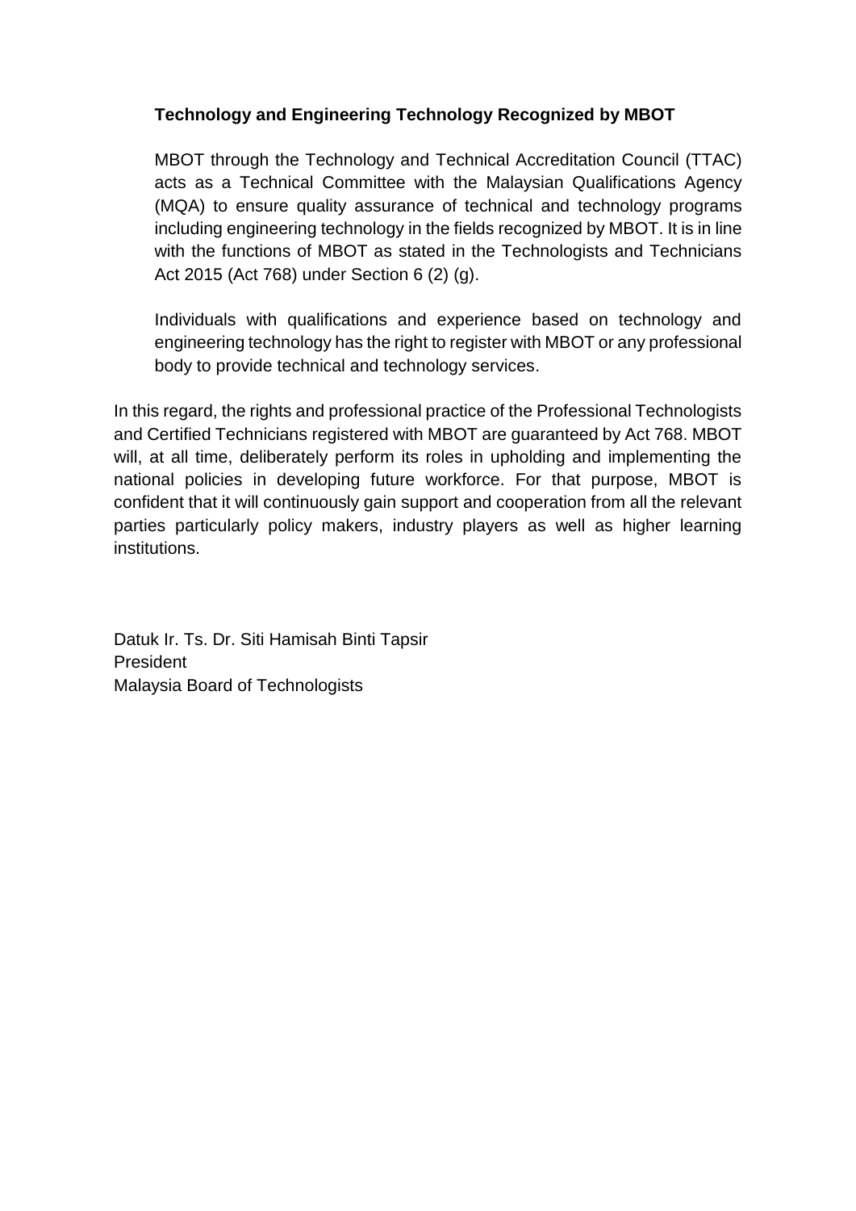**Technology and Engineering Technology Recognized by MBOT**

MBOT through the Technology and Technical Accreditation Council (TTAC) acts as a Technical Committee with the Malaysian Qualifications Agency (MQA) to ensure quality assurance of technical and technology programs including engineering technology in the fields recognized by MBOT. It is in line with the functions of MBOT as stated in the Technologists and Technicians Act 2015 (Act 768) under Section 6 (2) (g).

Individuals with qualifications and experience based on technology and engineering technology has the right to register with MBOT or any professional body to provide technical and technology services.

In this regard, the rights and professional practice of the Professional Technologists and Certified Technicians registered with MBOT are guaranteed by Act 768. MBOT will, at all time, deliberately perform its roles in upholding and implementing the national policies in developing future workforce. For that purpose, MBOT is confident that it will continuously gain support and cooperation from all the relevant parties particularly policy makers, industry players as well as higher learning institutions.

Datuk Ir. Ts. Dr. Siti Hamisah Binti Tapsir
President
Malaysia Board of Technologists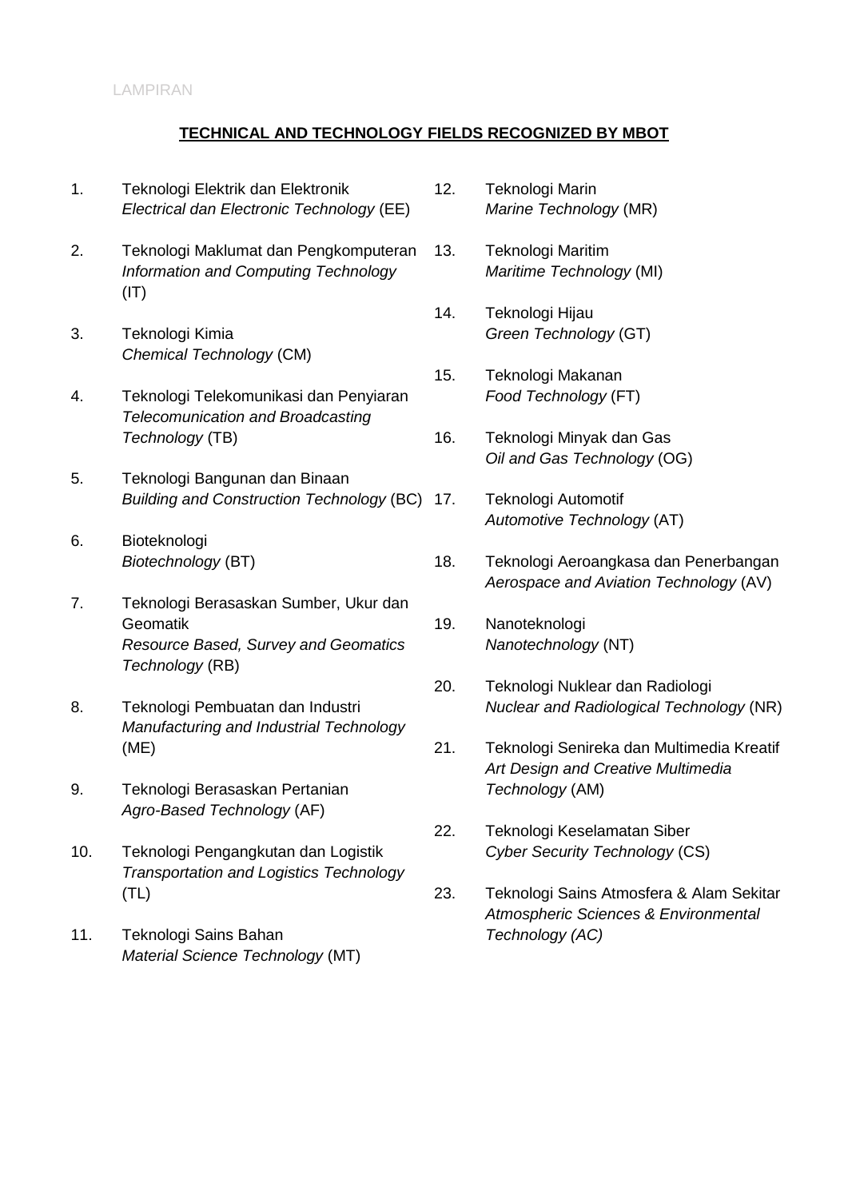LAMPIRAN

**TECHNICAL AND TECHNOLOGY FIELDS RECOGNIZED BY MBOT**

1. Teknologi Elektrik dan Elektronik
   *Electrical dan Electronic Technology* (EE)

2. Teknologi Maklumat dan Pengkomputeran
   *Information and Computing Technology* (IT)

3. Teknologi Kimia
   *Chemical Technology* (CM)

4. Teknologi Telekomunikasi dan Penyiaran
   *Telecomunication and Broadcasting Technology* (TB)

5. Teknologi Bangunan dan Binaan
   *Building and Construction Technology* (BC)

6. Bioteknologi
   *Biotechnology* (BT)

7. Teknologi Berasaskan Sumber, Ukur dan Geomatik
   *Resource Based, Survey and Geomatics Technology* (RB)

8. Teknologi Pembuatan dan Industri
   *Manufacturing and Industrial Technology* (ME)

9. Teknologi Berasaskan Pertanian
   *Agro-Based Technology* (AF)

10. Teknologi Pengangkutan dan Logistik
    *Transportation and Logistics Technology* (TL)

11. Teknologi Sains Bahan
    *Material Science Technology* (MT)

12. Teknologi Marin
    *Marine Technology* (MR)

13. Teknologi Maritim
    *Maritime Technology* (MI)

14. Teknologi Hijau
    *Green Technology* (GT)

15. Teknologi Makanan
    *Food Technology* (FT)

16. Teknologi Minyak dan Gas
    *Oil and Gas Technology* (OG)

17. Teknologi Automotif
    *Automotive Technology* (AT)

18. Teknologi Aeroangkasa dan Penerbangan
    *Aerospace and Aviation Technology* (AV)

19. Nanoteknologi
    *Nanotechnology* (NT)

20. Teknologi Nuklear dan Radiologi
    *Nuclear and Radiological Technology* (NR)

21. Teknologi Senireka dan Multimedia Kreatif
    *Art Design and Creative Multimedia Technology* (AM)

22. Teknologi Keselamatan Siber
    *Cyber Security Technology* (CS)

23. Teknologi Sains Atmosfera & Alam Sekitar
    *Atmospheric Sciences & Environmental Technology (AC)*